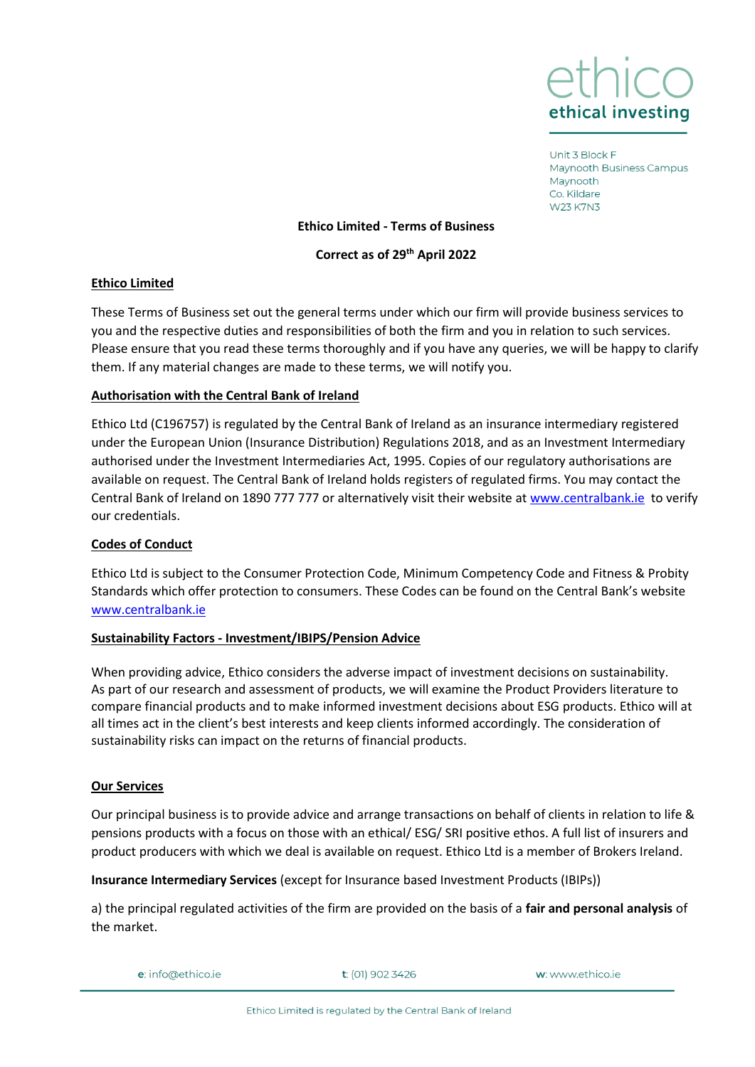ethico
ethical investing

Unit 3 Block F
Maynooth Business Campus
Maynooth
Co. Kildare
W23 K7N3

# Ethico Limited - Terms of Business

**Correct as of 29th April 2022**

## Ethico Limited

These Terms of Business set out the general terms under which our firm will provide business services to you and the respective duties and responsibilities of both the firm and you in relation to such services. Please ensure that you read these terms thoroughly and if you have any queries, we will be happy to clarify them. If any material changes are made to these terms, we will notify you.

## Authorisation with the Central Bank of Ireland

Ethico Ltd (C196757) is regulated by the Central Bank of Ireland as an insurance intermediary registered under the European Union (Insurance Distribution) Regulations 2018, and as an Investment Intermediary authorised under the Investment Intermediaries Act, 1995. Copies of our regulatory authorisations are available on request. The Central Bank of Ireland holds registers of regulated firms. You may contact the Central Bank of Ireland on 1890 777 777 or alternatively visit their website at www.centralbank.ie to verify our credentials.

## Codes of Conduct

Ethico Ltd is subject to the Consumer Protection Code, Minimum Competency Code and Fitness & Probity Standards which offer protection to consumers. These Codes can be found on the Central Bank's website www.centralbank.ie

## Sustainability Factors - Investment/IBIPS/Pension Advice

When providing advice, Ethico considers the adverse impact of investment decisions on sustainability. As part of our research and assessment of products, we will examine the Product Providers literature to compare financial products and to make informed investment decisions about ESG products. Ethico will at all times act in the client's best interests and keep clients informed accordingly. The consideration of sustainability risks can impact on the returns of financial products.

## Our Services

Our principal business is to provide advice and arrange transactions on behalf of clients in relation to life & pensions products with a focus on those with an ethical/ ESG/ SRI positive ethos. A full list of insurers and product producers with which we deal is available on request. Ethico Ltd is a member of Brokers Ireland.

**Insurance Intermediary Services** (except for Insurance based Investment Products (IBIPs))

a) the principal regulated activities of the firm are provided on the basis of a **fair and personal analysis** of the market.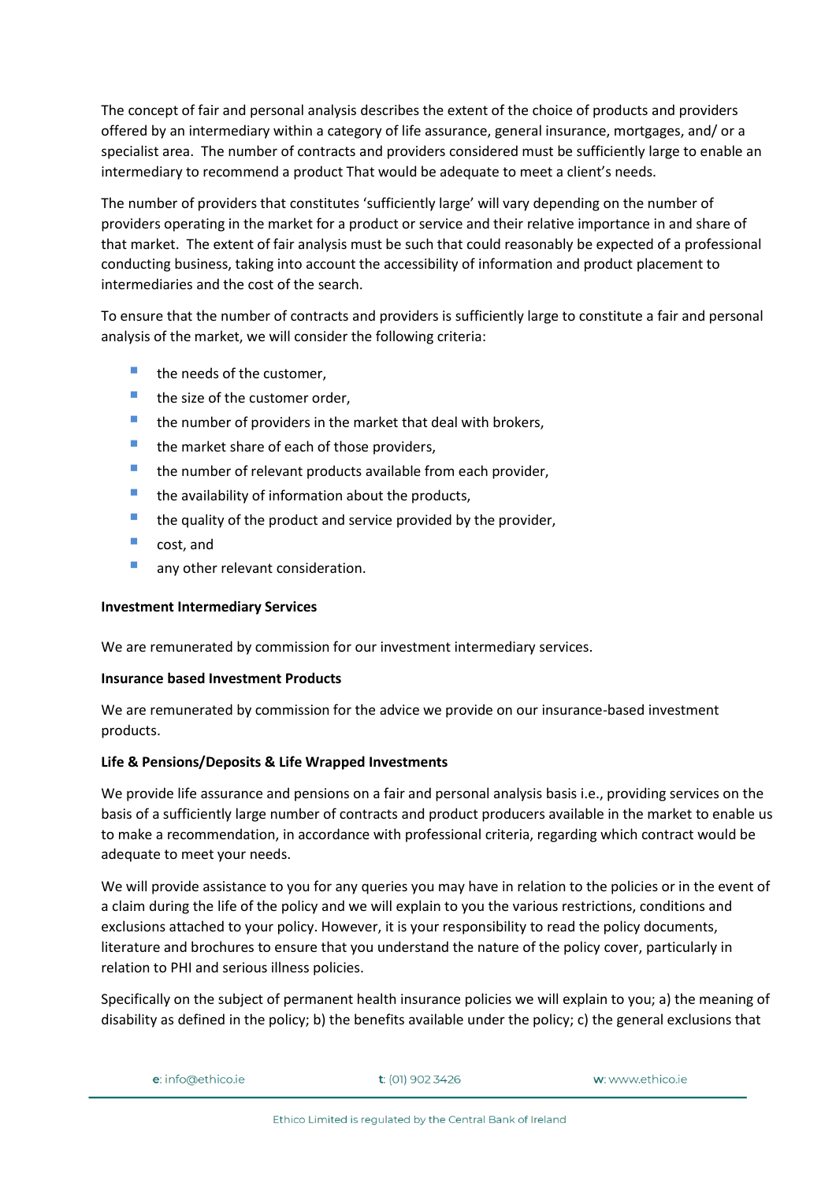The concept of fair and personal analysis describes the extent of the choice of products and providers offered by an intermediary within a category of life assurance, general insurance, mortgages, and/ or a specialist area. The number of contracts and providers considered must be sufficiently large to enable an intermediary to recommend a product That would be adequate to meet a client's needs.

The number of providers that constitutes 'sufficiently large' will vary depending on the number of providers operating in the market for a product or service and their relative importance in and share of that market. The extent of fair analysis must be such that could reasonably be expected of a professional conducting business, taking into account the accessibility of information and product placement to intermediaries and the cost of the search.

To ensure that the number of contracts and providers is sufficiently large to constitute a fair and personal analysis of the market, we will consider the following criteria:

- the needs of the customer,
- the size of the customer order,
- the number of providers in the market that deal with brokers,
- the market share of each of those providers,
- the number of relevant products available from each provider,
- the availability of information about the products,
- the quality of the product and service provided by the provider,
- cost, and
- any other relevant consideration.

**Investment Intermediary Services**

We are remunerated by commission for our investment intermediary services.

**Insurance based Investment Products**

We are remunerated by commission for the advice we provide on our insurance-based investment products.

**Life & Pensions/Deposits & Life Wrapped Investments**

We provide life assurance and pensions on a fair and personal analysis basis i.e., providing services on the basis of a sufficiently large number of contracts and product producers available in the market to enable us to make a recommendation, in accordance with professional criteria, regarding which contract would be adequate to meet your needs.

We will provide assistance to you for any queries you may have in relation to the policies or in the event of a claim during the life of the policy and we will explain to you the various restrictions, conditions and exclusions attached to your policy. However, it is your responsibility to read the policy documents, literature and brochures to ensure that you understand the nature of the policy cover, particularly in relation to PHI and serious illness policies.

Specifically on the subject of permanent health insurance policies we will explain to you; a) the meaning of disability as defined in the policy; b) the benefits available under the policy; c) the general exclusions that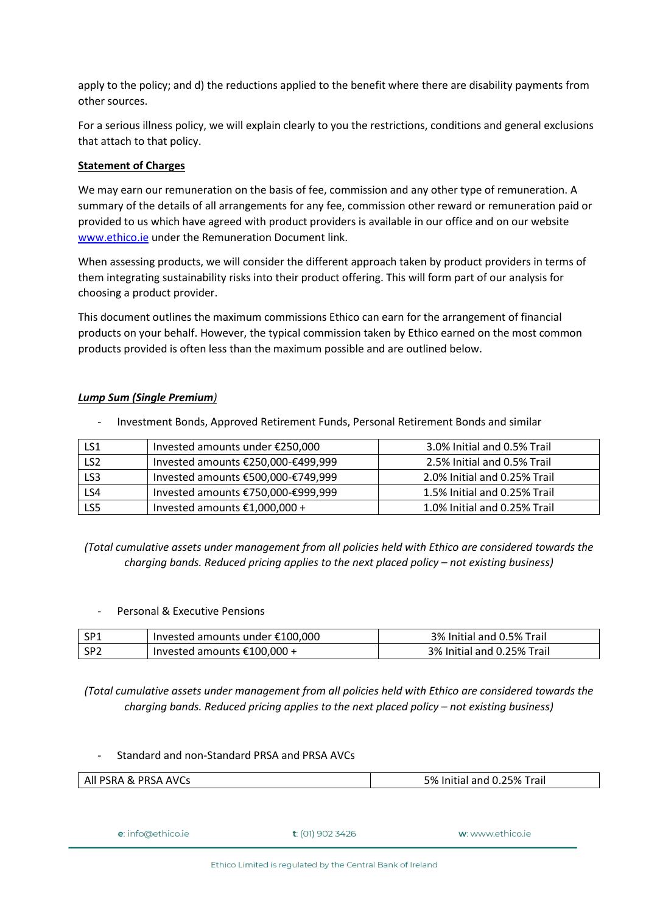apply to the policy; and d) the reductions applied to the benefit where there are disability payments from other sources.

For a serious illness policy, we will explain clearly to you the restrictions, conditions and general exclusions that attach to that policy.

**Statement of Charges**

We may earn our remuneration on the basis of fee, commission and any other type of remuneration. A summary of the details of all arrangements for any fee, commission other reward or remuneration paid or provided to us which have agreed with product providers is available in our office and on our website [www.ethico.ie](http://www.ethico.ie) under the Remuneration Document link.

When assessing products, we will consider the different approach taken by product providers in terms of them integrating sustainability risks into their product offering. This will form part of our analysis for choosing a product provider.

This document outlines the maximum commissions Ethico can earn for the arrangement of financial products on your behalf. However, the typical commission taken by Ethico earned on the most common products provided is often less than the maximum possible and are outlined below.

***Lump Sum (Single Premium)***

- Investment Bonds, Approved Retirement Funds, Personal Retirement Bonds and similar

| | | |
|---|---|---|
| LS1 | Invested amounts under €250,000 | 3.0% Initial and 0.5% Trail |
| LS2 | Invested amounts €250,000-€499,999 | 2.5% Initial and 0.5% Trail |
| LS3 | Invested amounts €500,000-€749,999 | 2.0% Initial and 0.25% Trail |
| LS4 | Invested amounts €750,000-€999,999 | 1.5% Initial and 0.25% Trail |
| LS5 | Invested amounts €1,000,000 + | 1.0% Initial and 0.25% Trail |

*(Total cumulative assets under management from all policies held with Ethico are considered towards the charging bands. Reduced pricing applies to the next placed policy – not existing business)*

- Personal & Executive Pensions

| | | |
|---|---|---|
| SP1 | Invested amounts under €100,000 | 3% Initial and 0.5% Trail |
| SP2 | Invested amounts €100,000 + | 3% Initial and 0.25% Trail |

*(Total cumulative assets under management from all policies held with Ethico are considered towards the charging bands. Reduced pricing applies to the next placed policy – not existing business)*

- Standard and non-Standard PRSA and PRSA AVCs

| | |
|---|---|
| All PSRA & PRSA AVCs | 5% Initial and 0.25% Trail |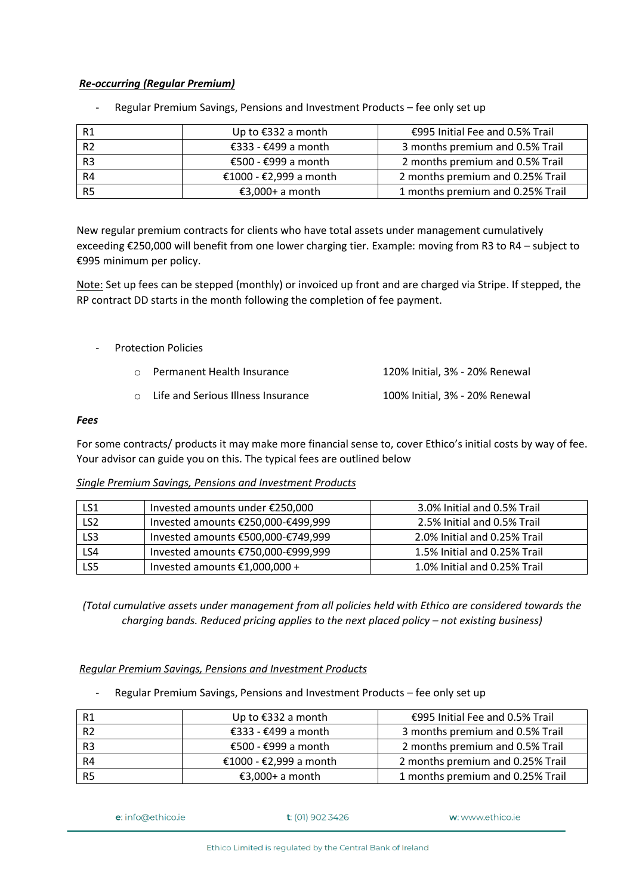***Re-occurring (Regular Premium)***

- Regular Premium Savings, Pensions and Investment Products – fee only set up

| R1 | Up to €332 a month | €995 Initial Fee and 0.5% Trail |
|---|---|---|
| R2 | €333 - €499 a month | 3 months premium and 0.5% Trail |
| R3 | €500 - €999 a month | 2 months premium and 0.5% Trail |
| R4 | €1000 - €2,999 a month | 2 months premium and 0.25% Trail |
| R5 | €3,000+ a month | 1 months premium and 0.25% Trail |

New regular premium contracts for clients who have total assets under management cumulatively exceeding €250,000 will benefit from one lower charging tier. Example: moving from R3 to R4 – subject to €995 minimum per policy.

<u>Note:</u> Set up fees can be stepped (monthly) or invoiced up front and are charged via Stripe. If stepped, the RP contract DD starts in the month following the completion of fee payment.

- Protection Policies
  - Permanent Health Insurance — 120% Initial, 3% - 20% Renewal
  - Life and Serious Illness Insurance — 100% Initial, 3% - 20% Renewal

***Fees***

For some contracts/ products it may make more financial sense to, cover Ethico's initial costs by way of fee. Your advisor can guide you on this. The typical fees are outlined below

*Single Premium Savings, Pensions and Investment Products*

| LS1 | Invested amounts under €250,000 | 3.0% Initial and 0.5% Trail |
|---|---|---|
| LS2 | Invested amounts €250,000-€499,999 | 2.5% Initial and 0.5% Trail |
| LS3 | Invested amounts €500,000-€749,999 | 2.0% Initial and 0.25% Trail |
| LS4 | Invested amounts €750,000-€999,999 | 1.5% Initial and 0.25% Trail |
| LS5 | Invested amounts €1,000,000 + | 1.0% Initial and 0.25% Trail |

*(Total cumulative assets under management from all policies held with Ethico are considered towards the charging bands. Reduced pricing applies to the next placed policy – not existing business)*

*Regular Premium Savings, Pensions and Investment Products*

- Regular Premium Savings, Pensions and Investment Products – fee only set up

| R1 | Up to €332 a month | €995 Initial Fee and 0.5% Trail |
|---|---|---|
| R2 | €333 - €499 a month | 3 months premium and 0.5% Trail |
| R3 | €500 - €999 a month | 2 months premium and 0.5% Trail |
| R4 | €1000 - €2,999 a month | 2 months premium and 0.25% Trail |
| R5 | €3,000+ a month | 1 months premium and 0.25% Trail |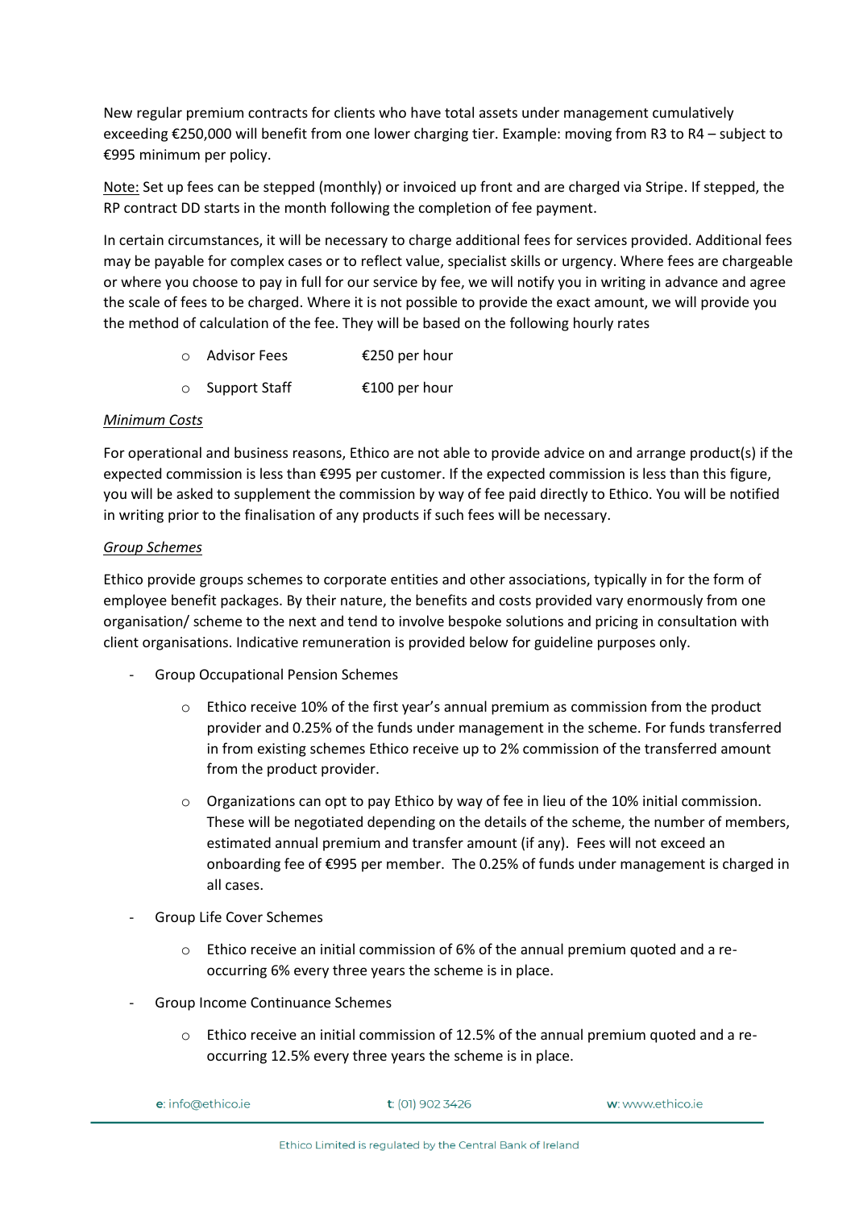New regular premium contracts for clients who have total assets under management cumulatively exceeding €250,000 will benefit from one lower charging tier. Example: moving from R3 to R4 – subject to €995 minimum per policy.

Note: Set up fees can be stepped (monthly) or invoiced up front and are charged via Stripe. If stepped, the RP contract DD starts in the month following the completion of fee payment.

In certain circumstances, it will be necessary to charge additional fees for services provided. Additional fees may be payable for complex cases or to reflect value, specialist skills or urgency. Where fees are chargeable or where you choose to pay in full for our service by fee, we will notify you in writing in advance and agree the scale of fees to be charged. Where it is not possible to provide the exact amount, we will provide you the method of calculation of the fee. They will be based on the following hourly rates

- Advisor Fees €250 per hour
- Support Staff €100 per hour

*Minimum Costs*

For operational and business reasons, Ethico are not able to provide advice on and arrange product(s) if the expected commission is less than €995 per customer. If the expected commission is less than this figure, you will be asked to supplement the commission by way of fee paid directly to Ethico. You will be notified in writing prior to the finalisation of any products if such fees will be necessary.

*Group Schemes*

Ethico provide groups schemes to corporate entities and other associations, typically in for the form of employee benefit packages. By their nature, the benefits and costs provided vary enormously from one organisation/ scheme to the next and tend to involve bespoke solutions and pricing in consultation with client organisations. Indicative remuneration is provided below for guideline purposes only.

- Group Occupational Pension Schemes
  - Ethico receive 10% of the first year's annual premium as commission from the product provider and 0.25% of the funds under management in the scheme. For funds transferred in from existing schemes Ethico receive up to 2% commission of the transferred amount from the product provider.
  - Organizations can opt to pay Ethico by way of fee in lieu of the 10% initial commission. These will be negotiated depending on the details of the scheme, the number of members, estimated annual premium and transfer amount (if any). Fees will not exceed an onboarding fee of €995 per member. The 0.25% of funds under management is charged in all cases.
- Group Life Cover Schemes
  - Ethico receive an initial commission of 6% of the annual premium quoted and a re-occurring 6% every three years the scheme is in place.
- Group Income Continuance Schemes
  - Ethico receive an initial commission of 12.5% of the annual premium quoted and a re-occurring 12.5% every three years the scheme is in place.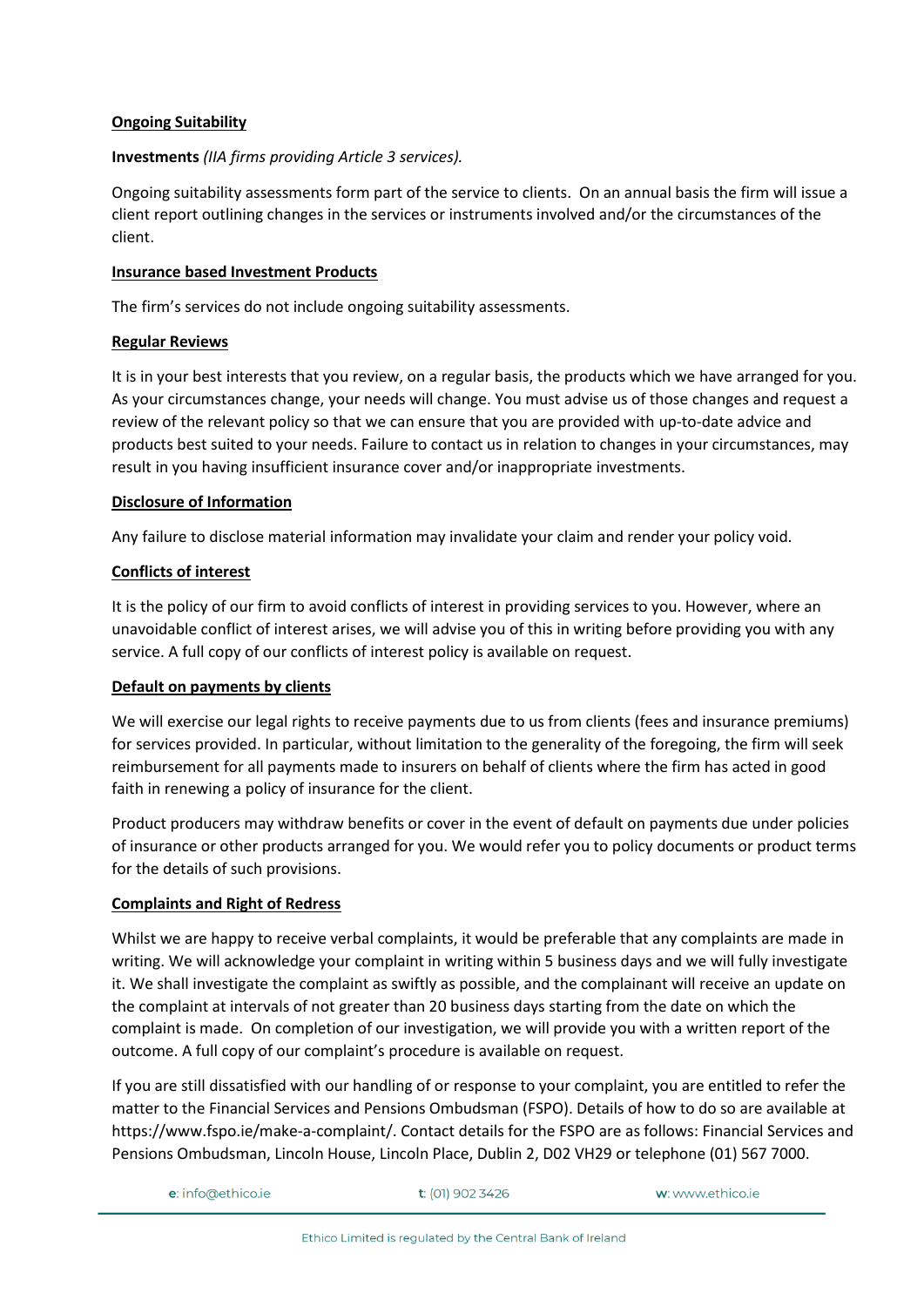**Ongoing Suitability**

**Investments** *(IIA firms providing Article 3 services).*

Ongoing suitability assessments form part of the service to clients. On an annual basis the firm will issue a client report outlining changes in the services or instruments involved and/or the circumstances of the client.

**Insurance based Investment Products**

The firm's services do not include ongoing suitability assessments.

**Regular Reviews**

It is in your best interests that you review, on a regular basis, the products which we have arranged for you. As your circumstances change, your needs will change. You must advise us of those changes and request a review of the relevant policy so that we can ensure that you are provided with up-to-date advice and products best suited to your needs. Failure to contact us in relation to changes in your circumstances, may result in you having insufficient insurance cover and/or inappropriate investments.

**Disclosure of Information**

Any failure to disclose material information may invalidate your claim and render your policy void.

**Conflicts of interest**

It is the policy of our firm to avoid conflicts of interest in providing services to you. However, where an unavoidable conflict of interest arises, we will advise you of this in writing before providing you with any service. A full copy of our conflicts of interest policy is available on request.

**Default on payments by clients**

We will exercise our legal rights to receive payments due to us from clients (fees and insurance premiums) for services provided. In particular, without limitation to the generality of the foregoing, the firm will seek reimbursement for all payments made to insurers on behalf of clients where the firm has acted in good faith in renewing a policy of insurance for the client.

Product producers may withdraw benefits or cover in the event of default on payments due under policies of insurance or other products arranged for you. We would refer you to policy documents or product terms for the details of such provisions.

**Complaints and Right of Redress**

Whilst we are happy to receive verbal complaints, it would be preferable that any complaints are made in writing. We will acknowledge your complaint in writing within 5 business days and we will fully investigate it. We shall investigate the complaint as swiftly as possible, and the complainant will receive an update on the complaint at intervals of not greater than 20 business days starting from the date on which the complaint is made. On completion of our investigation, we will provide you with a written report of the outcome. A full copy of our complaint's procedure is available on request.

If you are still dissatisfied with our handling of or response to your complaint, you are entitled to refer the matter to the Financial Services and Pensions Ombudsman (FSPO). Details of how to do so are available at https://www.fspo.ie/make-a-complaint/. Contact details for the FSPO are as follows: Financial Services and Pensions Ombudsman, Lincoln House, Lincoln Place, Dublin 2, D02 VH29 or telephone (01) 567 7000.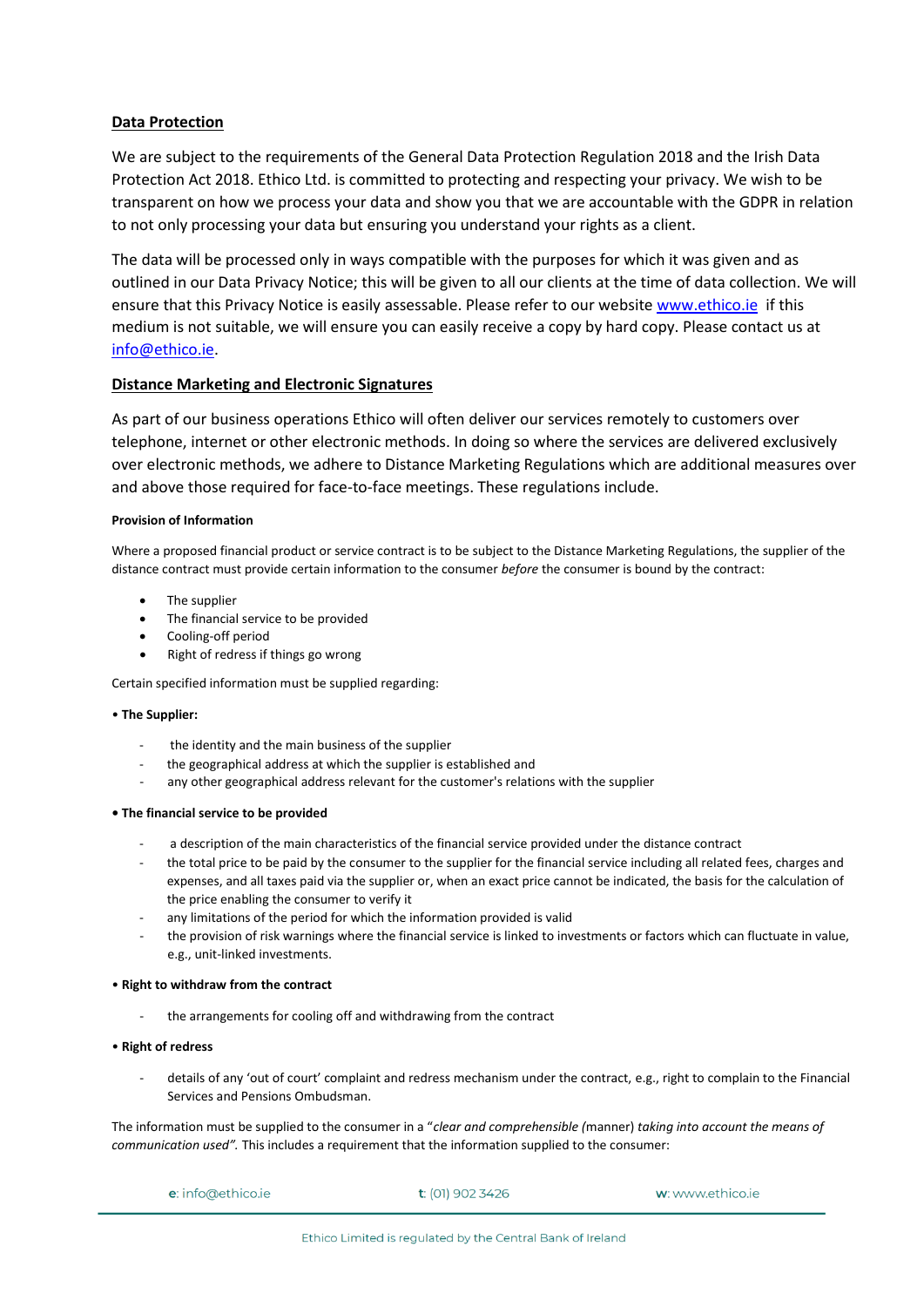## Data Protection

We are subject to the requirements of the General Data Protection Regulation 2018 and the Irish Data Protection Act 2018. Ethico Ltd. is committed to protecting and respecting your privacy. We wish to be transparent on how we process your data and show you that we are accountable with the GDPR in relation to not only processing your data but ensuring you understand your rights as a client.

The data will be processed only in ways compatible with the purposes for which it was given and as outlined in our Data Privacy Notice; this will be given to all our clients at the time of data collection. We will ensure that this Privacy Notice is easily assessable. Please refer to our website www.ethico.ie if this medium is not suitable, we will ensure you can easily receive a copy by hard copy. Please contact us at info@ethico.ie.

## Distance Marketing and Electronic Signatures

As part of our business operations Ethico will often deliver our services remotely to customers over telephone, internet or other electronic methods. In doing so where the services are delivered exclusively over electronic methods, we adhere to Distance Marketing Regulations which are additional measures over and above those required for face-to-face meetings. These regulations include.

#### Provision of Information

Where a proposed financial product or service contract is to be subject to the Distance Marketing Regulations, the supplier of the distance contract must provide certain information to the consumer *before* the consumer is bound by the contract:

- The supplier
- The financial service to be provided
- Cooling-off period
- Right of redress if things go wrong

Certain specified information must be supplied regarding:

**• The Supplier:**

- the identity and the main business of the supplier
- the geographical address at which the supplier is established and
- any other geographical address relevant for the customer's relations with the supplier

**• The financial service to be provided**

- a description of the main characteristics of the financial service provided under the distance contract
- the total price to be paid by the consumer to the supplier for the financial service including all related fees, charges and expenses, and all taxes paid via the supplier or, when an exact price cannot be indicated, the basis for the calculation of the price enabling the consumer to verify it
- any limitations of the period for which the information provided is valid
- the provision of risk warnings where the financial service is linked to investments or factors which can fluctuate in value, e.g., unit-linked investments.

**• Right to withdraw from the contract**

- the arrangements for cooling off and withdrawing from the contract

**• Right of redress**

- details of any 'out of court' complaint and redress mechanism under the contract, e.g., right to complain to the Financial Services and Pensions Ombudsman.

The information must be supplied to the consumer in a "*clear and comprehensible* (manner) *taking into account the means of communication used".* This includes a requirement that the information supplied to the consumer: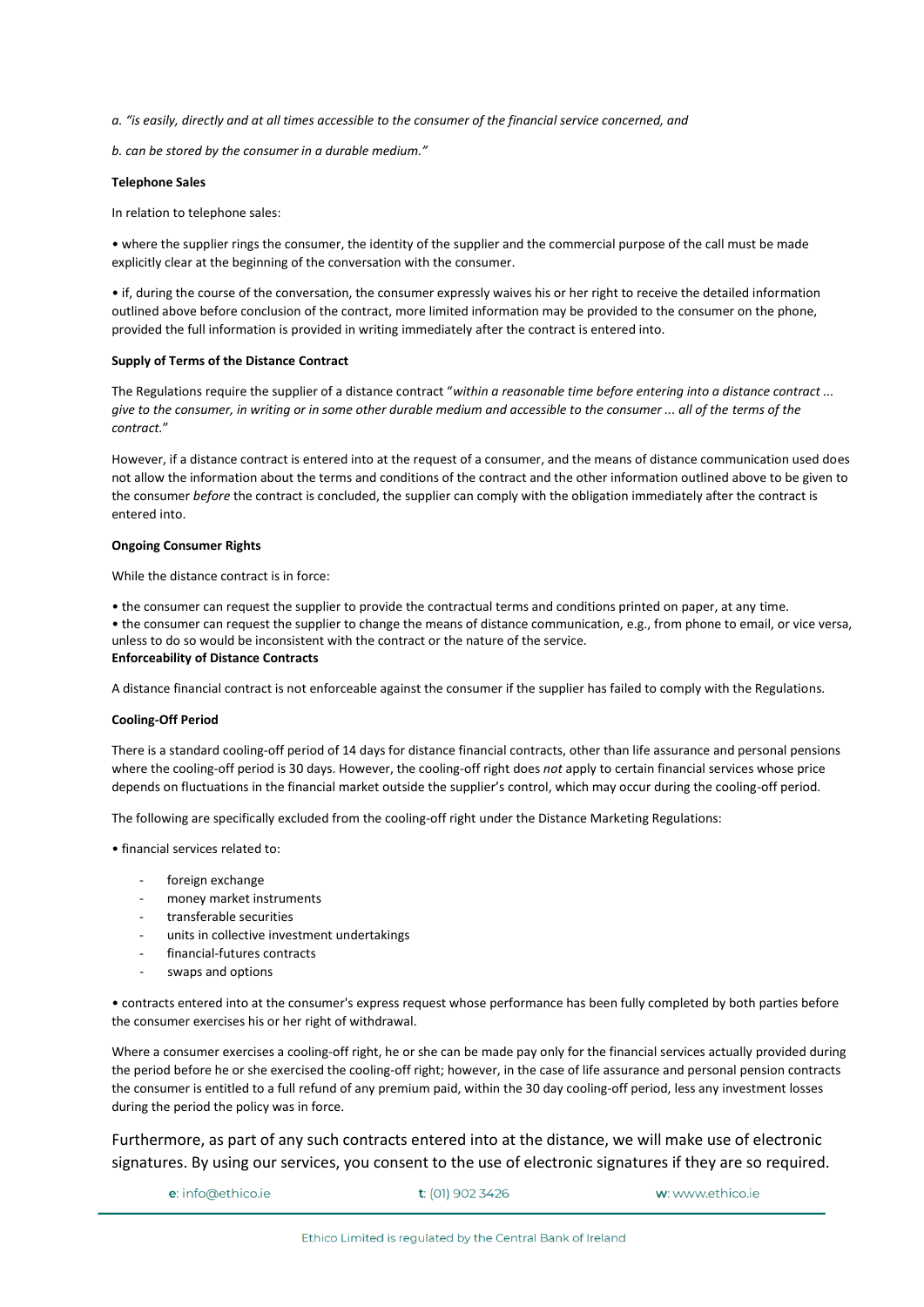*a. "is easily, directly and at all times accessible to the consumer of the financial service concerned, and*

*b. can be stored by the consumer in a durable medium."*

**Telephone Sales**

In relation to telephone sales:

• where the supplier rings the consumer, the identity of the supplier and the commercial purpose of the call must be made explicitly clear at the beginning of the conversation with the consumer.

• if, during the course of the conversation, the consumer expressly waives his or her right to receive the detailed information outlined above before conclusion of the contract, more limited information may be provided to the consumer on the phone, provided the full information is provided in writing immediately after the contract is entered into.

**Supply of Terms of the Distance Contract**

The Regulations require the supplier of a distance contract "*within a reasonable time before entering into a distance contract ... give to the consumer, in writing or in some other durable medium and accessible to the consumer ... all of the terms of the contract.*"

However, if a distance contract is entered into at the request of a consumer, and the means of distance communication used does not allow the information about the terms and conditions of the contract and the other information outlined above to be given to the consumer *before* the contract is concluded, the supplier can comply with the obligation immediately after the contract is entered into.

**Ongoing Consumer Rights**

While the distance contract is in force:

• the consumer can request the supplier to provide the contractual terms and conditions printed on paper, at any time.
• the consumer can request the supplier to change the means of distance communication, e.g., from phone to email, or vice versa, unless to do so would be inconsistent with the contract or the nature of the service.

**Enforceability of Distance Contracts**

A distance financial contract is not enforceable against the consumer if the supplier has failed to comply with the Regulations.

**Cooling-Off Period**

There is a standard cooling-off period of 14 days for distance financial contracts, other than life assurance and personal pensions where the cooling-off period is 30 days. However, the cooling-off right does *not* apply to certain financial services whose price depends on fluctuations in the financial market outside the supplier's control, which may occur during the cooling-off period.

The following are specifically excluded from the cooling-off right under the Distance Marketing Regulations:

• financial services related to:

- foreign exchange
- money market instruments
- transferable securities
- units in collective investment undertakings
- financial-futures contracts
- swaps and options

• contracts entered into at the consumer's express request whose performance has been fully completed by both parties before the consumer exercises his or her right of withdrawal.

Where a consumer exercises a cooling-off right, he or she can be made pay only for the financial services actually provided during the period before he or she exercised the cooling-off right; however, in the case of life assurance and personal pension contracts the consumer is entitled to a full refund of any premium paid, within the 30 day cooling-off period, less any investment losses during the period the policy was in force.

Furthermore, as part of any such contracts entered into at the distance, we will make use of electronic signatures. By using our services, you consent to the use of electronic signatures if they are so required.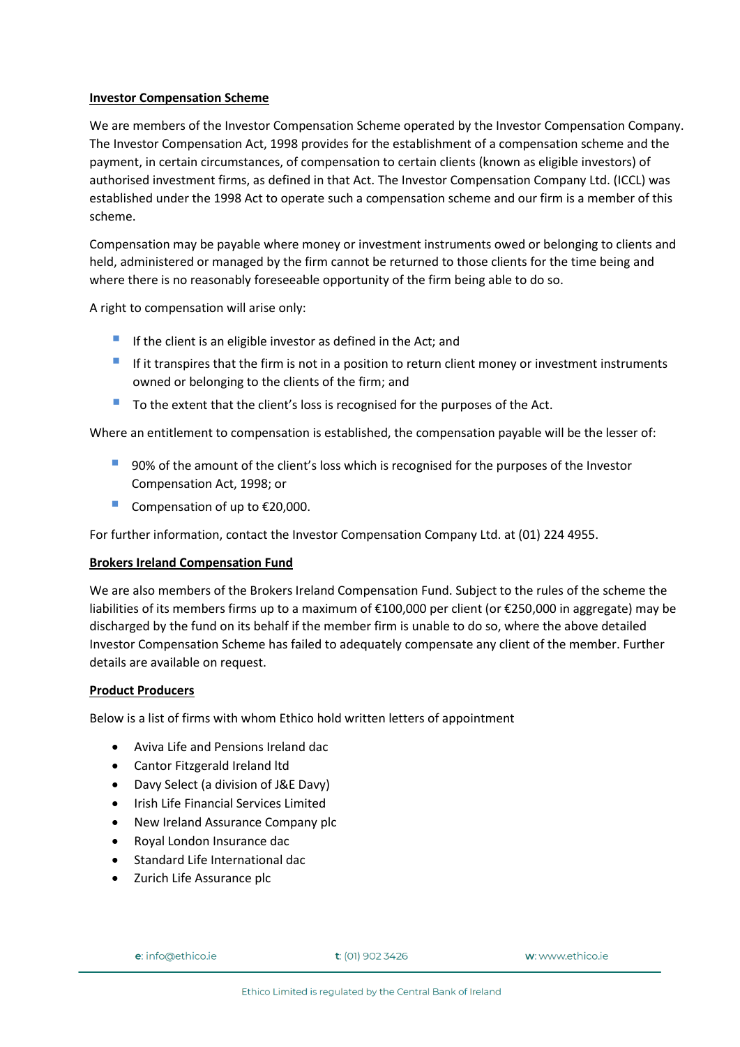**Investor Compensation Scheme**

We are members of the Investor Compensation Scheme operated by the Investor Compensation Company. The Investor Compensation Act, 1998 provides for the establishment of a compensation scheme and the payment, in certain circumstances, of compensation to certain clients (known as eligible investors) of authorised investment firms, as defined in that Act. The Investor Compensation Company Ltd. (ICCL) was established under the 1998 Act to operate such a compensation scheme and our firm is a member of this scheme.

Compensation may be payable where money or investment instruments owed or belonging to clients and held, administered or managed by the firm cannot be returned to those clients for the time being and where there is no reasonably foreseeable opportunity of the firm being able to do so.

A right to compensation will arise only:

- If the client is an eligible investor as defined in the Act; and
- If it transpires that the firm is not in a position to return client money or investment instruments owned or belonging to the clients of the firm; and
- To the extent that the client's loss is recognised for the purposes of the Act.

Where an entitlement to compensation is established, the compensation payable will be the lesser of:

- 90% of the amount of the client's loss which is recognised for the purposes of the Investor Compensation Act, 1998; or
- Compensation of up to €20,000.

For further information, contact the Investor Compensation Company Ltd. at (01) 224 4955.

**Brokers Ireland Compensation Fund**

We are also members of the Brokers Ireland Compensation Fund. Subject to the rules of the scheme the liabilities of its members firms up to a maximum of €100,000 per client (or €250,000 in aggregate) may be discharged by the fund on its behalf if the member firm is unable to do so, where the above detailed Investor Compensation Scheme has failed to adequately compensate any client of the member. Further details are available on request.

**Product Producers**

Below is a list of firms with whom Ethico hold written letters of appointment

- Aviva Life and Pensions Ireland dac
- Cantor Fitzgerald Ireland ltd
- Davy Select (a division of J&E Davy)
- Irish Life Financial Services Limited
- New Ireland Assurance Company plc
- Royal London Insurance dac
- Standard Life International dac
- Zurich Life Assurance plc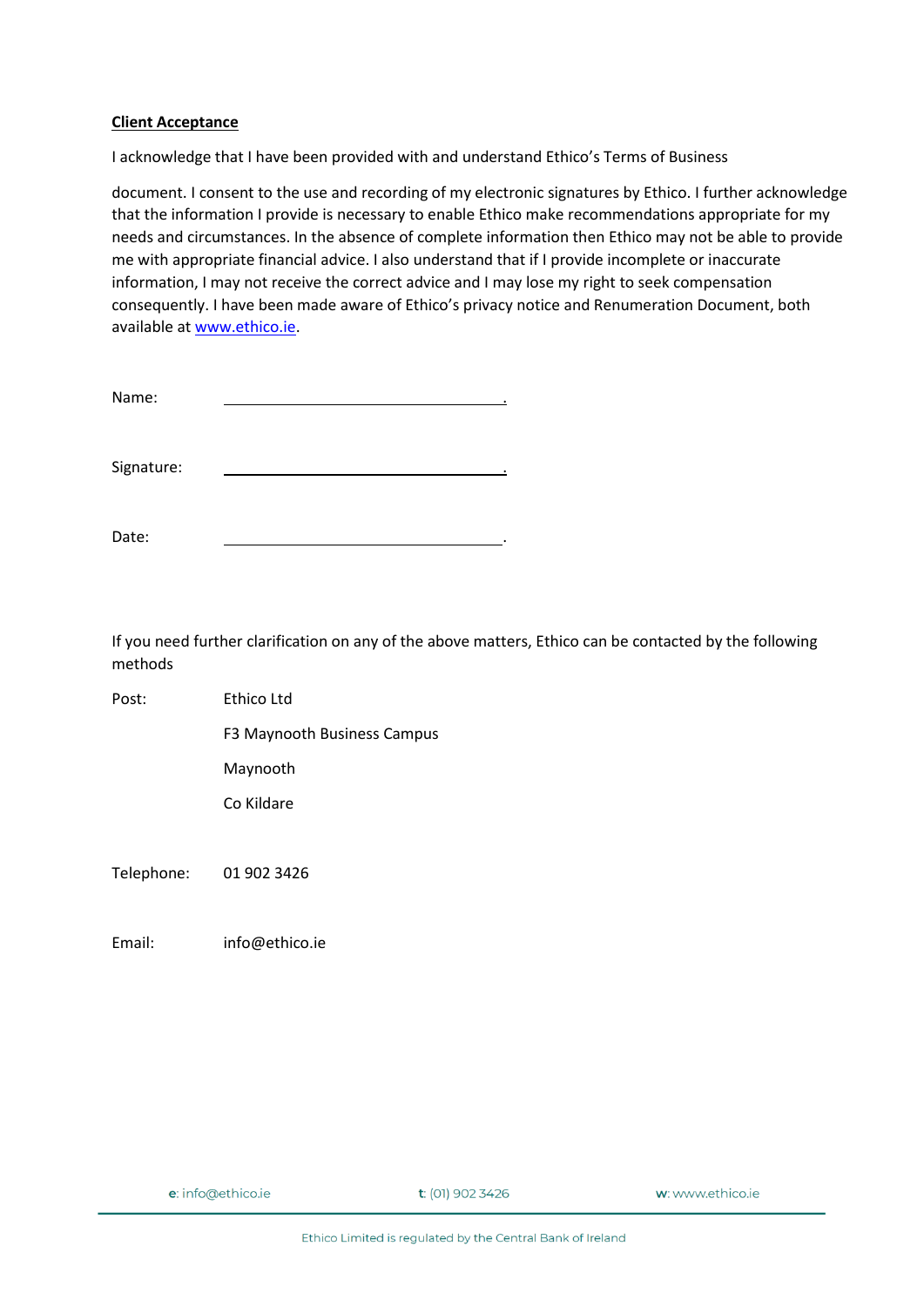**Client Acceptance**

I acknowledge that I have been provided with and understand Ethico's Terms of Business

document. I consent to the use and recording of my electronic signatures by Ethico. I further acknowledge that the information I provide is necessary to enable Ethico make recommendations appropriate for my needs and circumstances. In the absence of complete information then Ethico may not be able to provide me with appropriate financial advice. I also understand that if I provide incomplete or inaccurate information, I may not receive the correct advice and I may lose my right to seek compensation consequently. I have been made aware of Ethico's privacy notice and Renumeration Document, both available at www.ethico.ie.

Name: \_\_\_\_\_\_\_\_\_\_\_\_\_\_\_\_\_\_\_\_\_\_\_\_\_\_\_\_\_\_\_\_\_\_.

Signature: \_\_\_\_\_\_\_\_\_\_\_\_\_\_\_\_\_\_\_\_\_\_\_\_\_\_\_\_\_\_\_\_\_\_.

Date: \_\_\_\_\_\_\_\_\_\_\_\_\_\_\_\_\_\_\_\_\_\_\_\_\_\_\_\_\_\_\_\_\_\_.

If you need further clarification on any of the above matters, Ethico can be contacted by the following methods

Post: Ethico Ltd
F3 Maynooth Business Campus
Maynooth
Co Kildare

Telephone: 01 902 3426

Email: info@ethico.ie